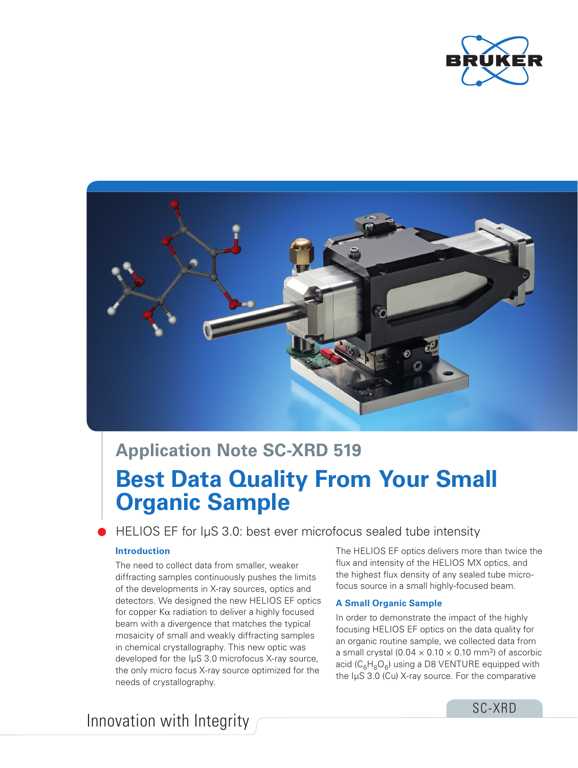Application Note SC-XRD 519

# Best Data Quality From Your Small Organic Sample

HELIOS EF for IμS 3.0: best ever microfocus sealed tube intensity

### Introduction

The need to collect data from smaller, weaker diffracting samples continuously pushes the limits of the developments in X-ray sources, optics and detectors. We designed the new HELIOS EF optics for copper Kα radiation to deliver a highly focused beam with a divergence that matches the typical mosaicity of small and weakly diffracting samples in chemical crystallography. This new optic was developed for the IμS 3.0 microfocus X-ray source, the only micro focus X-ray source optimized for the needs of crystallography.

The HELIOS EF optics delivers more than twice the flux and intensity of the HELIOS MX optics, and the highest flux density of any sealed tube micro-focus source in a small highly-focused beam.

### A Small Organic Sample

In order to demonstrate the impact of the highly focusing HELIOS EF optics on the data quality for an organic routine sample, we collected data from a small crystal (0.04 × 0.10 × 0.10 mm$^3$) of ascorbic acid ($C_6H_8O_6$) using a D8 VENTURE equipped with the IμS 3.0 (Cu) X-ray source. For the comparative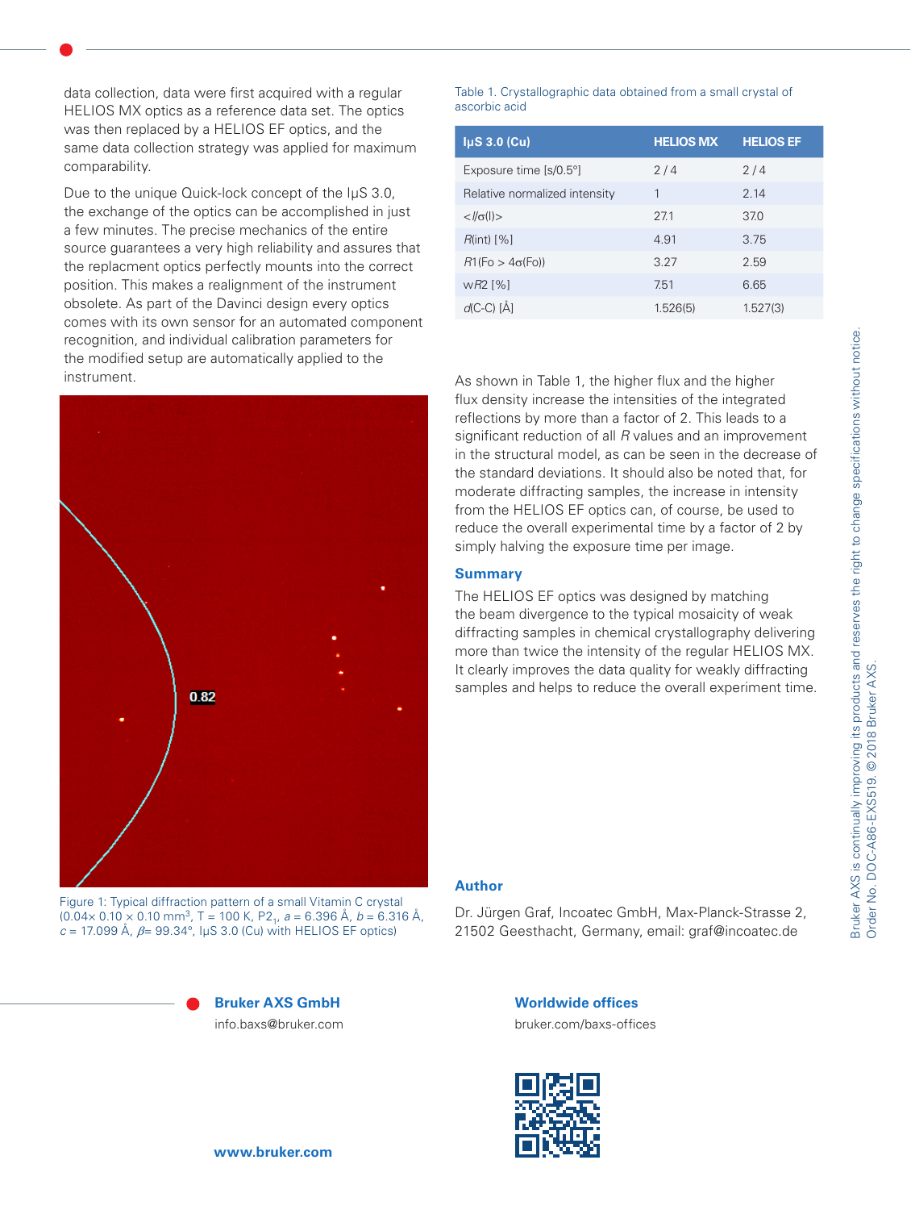data collection, data were first acquired with a regular HELIOS MX optics as a reference data set. The optics was then replaced by a HELIOS EF optics, and the same data collection strategy was applied for maximum comparability.

Due to the unique Quick-lock concept of the IμS 3.0, the exchange of the optics can be accomplished in just a few minutes. The precise mechanics of the entire source guarantees a very high reliability and assures that the replacment optics perfectly mounts into the correct position. This makes a realignment of the instrument obsolete. As part of the Davinci design every optics comes with its own sensor for an automated component recognition, and individual calibration parameters for the modified setup are automatically applied to the instrument.

0.82

Figure 1: Typical diffraction pattern of a small Vitamin C crystal (0.04× 0.10 × 0.10 mm$^3$, T = 100 K, $P2_1$, $a$ = 6.396 Å, $b$ = 6.316 Å, $c$ = 17.099 Å, $\beta$= 99.34°, IμS 3.0 (Cu) with HELIOS EF optics)

Table 1. Crystallographic data obtained from a small crystal of ascorbic acid

| IμS 3.0 (Cu) | HELIOS MX | HELIOS EF |
|---|---|---|
| Exposure time [s/0.5°] | 2 / 4 | 2 / 4 |
| Relative normalized intensity | 1 | 2.14 |
| $<I/\sigma(I)>$ | 27.1 | 37.0 |
| $R$(int) [%] | 4.91 | 3.75 |
| $R1$(Fo > 4σ(Fo)) | 3.27 | 2.59 |
| w$R2$ [%] | 7.51 | 6.65 |
| $d$(C-C) [Å] | 1.526(5) | 1.527(3) |

As shown in Table 1, the higher flux and the higher flux density increase the intensities of the integrated reflections by more than a factor of 2. This leads to a significant reduction of all $R$ values and an improvement in the structural model, as can be seen in the decrease of the standard deviations. It should also be noted that, for moderate diffracting samples, the increase in intensity from the HELIOS EF optics can, of course, be used to reduce the overall experimental time by a factor of 2 by simply halving the exposure time per image.

## Summary

The HELIOS EF optics was designed by matching the beam divergence to the typical mosaicity of weak diffracting samples in chemical crystallography delivering more than twice the intensity of the regular HELIOS MX. It clearly improves the data quality for weakly diffracting samples and helps to reduce the overall experiment time.

## Author

Dr. Jürgen Graf, Incoatec GmbH, Max-Planck-Strasse 2, 21502 Geesthacht, Germany, email: graf@incoatec.de

Bruker AXS is continually improving its products and reserves the right to change specifications without notice. Order No. DOC-A86-EXS519. © 2018 Bruker AXS.

**Bruker AXS GmbH**

info.baxs@bruker.com

**Worldwide offices**

bruker.com/baxs-offices

**www.bruker.com**